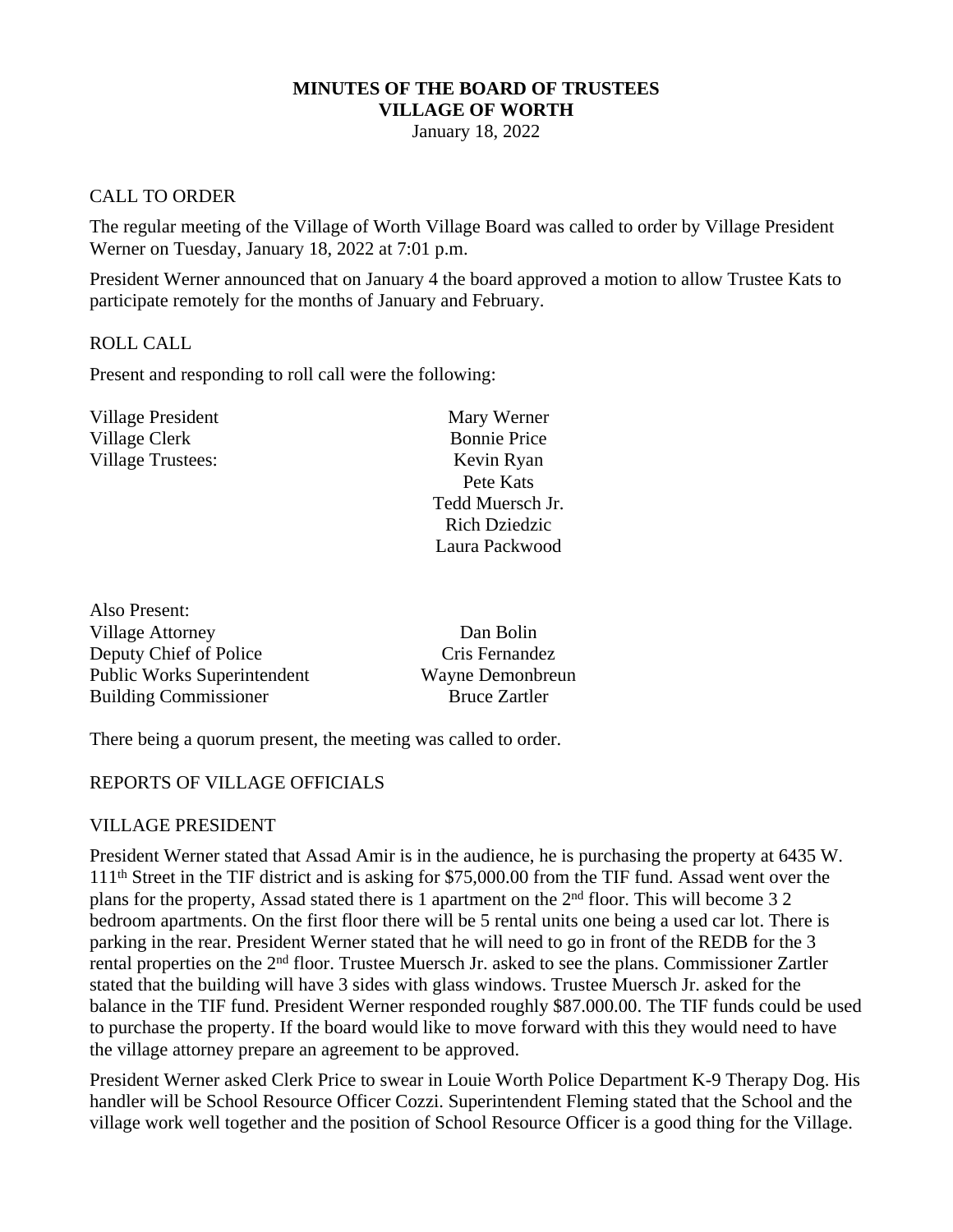**MINUTES OF THE BOARD OF TRUSTEES**
**VILLAGE OF WORTH**
January 18, 2022

CALL TO ORDER

The regular meeting of the Village of Worth Village Board was called to order by Village President Werner on Tuesday, January 18, 2022 at 7:01 p.m.

President Werner announced that on January 4 the board approved a motion to allow Trustee Kats to participate remotely for the months of January and February.

ROLL CALL

Present and responding to roll call were the following:

| | |
|---|---|
| Village President | Mary Werner |
| Village Clerk | Bonnie Price |
| Village Trustees: | Kevin Ryan |
| | Pete Kats |
| | Tedd Muersch Jr. |
| | Rich Dziedzic |
| | Laura Packwood |

| | |
|---|---|
| Also Present: | |
| Village Attorney | Dan Bolin |
| Deputy Chief of Police | Cris Fernandez |
| Public Works Superintendent | Wayne Demonbreun |
| Building Commissioner | Bruce Zartler |

There being a quorum present, the meeting was called to order.

REPORTS OF VILLAGE OFFICIALS

VILLAGE PRESIDENT

President Werner stated that Assad Amir is in the audience, he is purchasing the property at 6435 W. 111th Street in the TIF district and is asking for $75,000.00 from the TIF fund. Assad went over the plans for the property, Assad stated there is 1 apartment on the 2nd floor. This will become 3 2 bedroom apartments. On the first floor there will be 5 rental units one being a used car lot. There is parking in the rear. President Werner stated that he will need to go in front of the REDB for the 3 rental properties on the 2nd floor. Trustee Muersch Jr. asked to see the plans. Commissioner Zartler stated that the building will have 3 sides with glass windows. Trustee Muersch Jr. asked for the balance in the TIF fund. President Werner responded roughly $87.000.00. The TIF funds could be used to purchase the property. If the board would like to move forward with this they would need to have the village attorney prepare an agreement to be approved.

President Werner asked Clerk Price to swear in Louie Worth Police Department K-9 Therapy Dog. His handler will be School Resource Officer Cozzi. Superintendent Fleming stated that the School and the village work well together and the position of School Resource Officer is a good thing for the Village.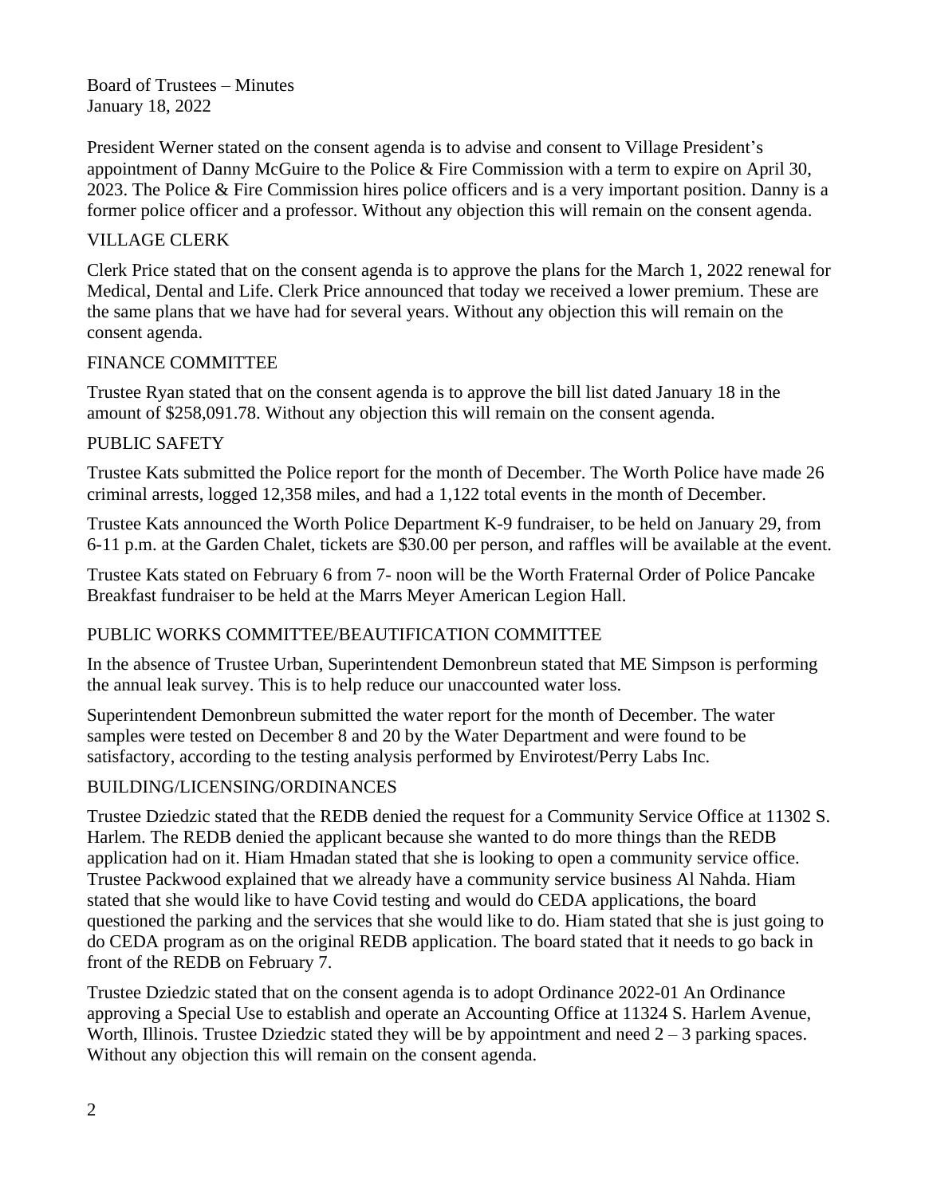Board of Trustees – Minutes
January 18, 2022

President Werner stated on the consent agenda is to advise and consent to Village President's appointment of Danny McGuire to the Police & Fire Commission with a term to expire on April 30, 2023. The Police & Fire Commission hires police officers and is a very important position. Danny is a former police officer and a professor. Without any objection this will remain on the consent agenda.

## VILLAGE CLERK

Clerk Price stated that on the consent agenda is to approve the plans for the March 1, 2022 renewal for Medical, Dental and Life. Clerk Price announced that today we received a lower premium. These are the same plans that we have had for several years. Without any objection this will remain on the consent agenda.

## FINANCE COMMITTEE

Trustee Ryan stated that on the consent agenda is to approve the bill list dated January 18 in the amount of $258,091.78. Without any objection this will remain on the consent agenda.

## PUBLIC SAFETY

Trustee Kats submitted the Police report for the month of December. The Worth Police have made 26 criminal arrests, logged 12,358 miles, and had a 1,122 total events in the month of December.

Trustee Kats announced the Worth Police Department K-9 fundraiser, to be held on January 29, from 6-11 p.m. at the Garden Chalet, tickets are $30.00 per person, and raffles will be available at the event.

Trustee Kats stated on February 6 from 7- noon will be the Worth Fraternal Order of Police Pancake Breakfast fundraiser to be held at the Marrs Meyer American Legion Hall.

## PUBLIC WORKS COMMITTEE/BEAUTIFICATION COMMITTEE

In the absence of Trustee Urban, Superintendent Demonbreun stated that ME Simpson is performing the annual leak survey. This is to help reduce our unaccounted water loss.

Superintendent Demonbreun submitted the water report for the month of December. The water samples were tested on December 8 and 20 by the Water Department and were found to be satisfactory, according to the testing analysis performed by Envirotest/Perry Labs Inc.

## BUILDING/LICENSING/ORDINANCES

Trustee Dziedzic stated that the REDB denied the request for a Community Service Office at 11302 S. Harlem. The REDB denied the applicant because she wanted to do more things than the REDB application had on it. Hiam Hmadan stated that she is looking to open a community service office. Trustee Packwood explained that we already have a community service business Al Nahda. Hiam stated that she would like to have Covid testing and would do CEDA applications, the board questioned the parking and the services that she would like to do. Hiam stated that she is just going to do CEDA program as on the original REDB application. The board stated that it needs to go back in front of the REDB on February 7.

Trustee Dziedzic stated that on the consent agenda is to adopt Ordinance 2022-01 An Ordinance approving a Special Use to establish and operate an Accounting Office at 11324 S. Harlem Avenue, Worth, Illinois. Trustee Dziedzic stated they will be by appointment and need 2 – 3 parking spaces. Without any objection this will remain on the consent agenda.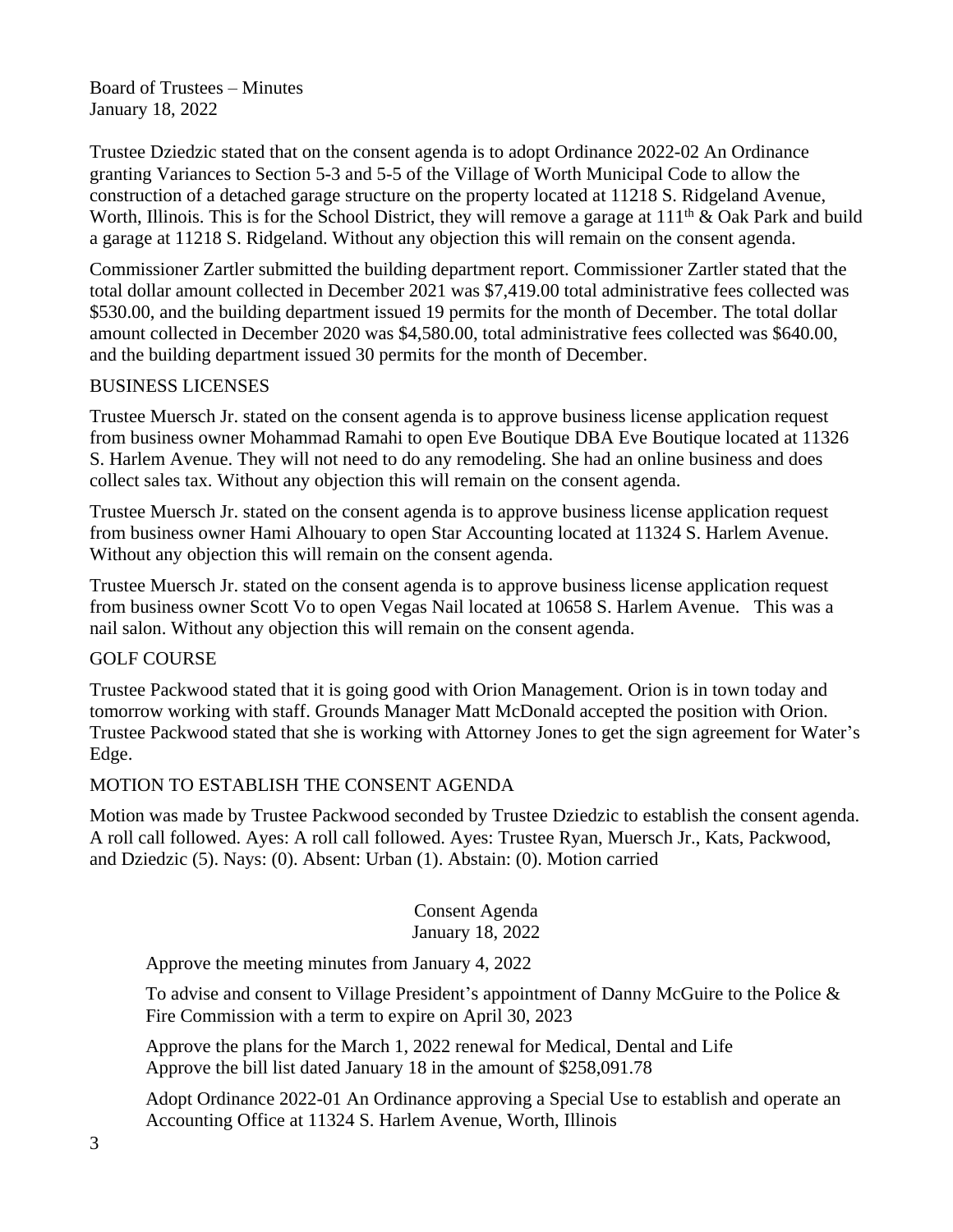Board of Trustees – Minutes
January 18, 2022

Trustee Dziedzic stated that on the consent agenda is to adopt Ordinance 2022-02 An Ordinance granting Variances to Section 5-3 and 5-5 of the Village of Worth Municipal Code to allow the construction of a detached garage structure on the property located at 11218 S. Ridgeland Avenue, Worth, Illinois. This is for the School District, they will remove a garage at 111th & Oak Park and build a garage at 11218 S. Ridgeland. Without any objection this will remain on the consent agenda.

Commissioner Zartler submitted the building department report. Commissioner Zartler stated that the total dollar amount collected in December 2021 was $7,419.00 total administrative fees collected was $530.00, and the building department issued 19 permits for the month of December. The total dollar amount collected in December 2020 was $4,580.00, total administrative fees collected was $640.00, and the building department issued 30 permits for the month of December.

BUSINESS LICENSES

Trustee Muersch Jr. stated on the consent agenda is to approve business license application request from business owner Mohammad Ramahi to open Eve Boutique DBA Eve Boutique located at 11326 S. Harlem Avenue. They will not need to do any remodeling. She had an online business and does collect sales tax. Without any objection this will remain on the consent agenda.

Trustee Muersch Jr. stated on the consent agenda is to approve business license application request from business owner Hami Alhouary to open Star Accounting located at 11324 S. Harlem Avenue. Without any objection this will remain on the consent agenda.

Trustee Muersch Jr. stated on the consent agenda is to approve business license application request from business owner Scott Vo to open Vegas Nail located at 10658 S. Harlem Avenue. This was a nail salon. Without any objection this will remain on the consent agenda.

GOLF COURSE

Trustee Packwood stated that it is going good with Orion Management. Orion is in town today and tomorrow working with staff. Grounds Manager Matt McDonald accepted the position with Orion. Trustee Packwood stated that she is working with Attorney Jones to get the sign agreement for Water's Edge.

MOTION TO ESTABLISH THE CONSENT AGENDA

Motion was made by Trustee Packwood seconded by Trustee Dziedzic to establish the consent agenda. A roll call followed. Ayes: A roll call followed. Ayes: Trustee Ryan, Muersch Jr., Kats, Packwood, and Dziedzic (5). Nays: (0). Absent: Urban (1). Abstain: (0). Motion carried

Consent Agenda
January 18, 2022

Approve the meeting minutes from January 4, 2022

To advise and consent to Village President's appointment of Danny McGuire to the Police & Fire Commission with a term to expire on April 30, 2023

Approve the plans for the March 1, 2022 renewal for Medical, Dental and Life
Approve the bill list dated January 18 in the amount of $258,091.78

Adopt Ordinance 2022-01 An Ordinance approving a Special Use to establish and operate an Accounting Office at 11324 S. Harlem Avenue, Worth, Illinois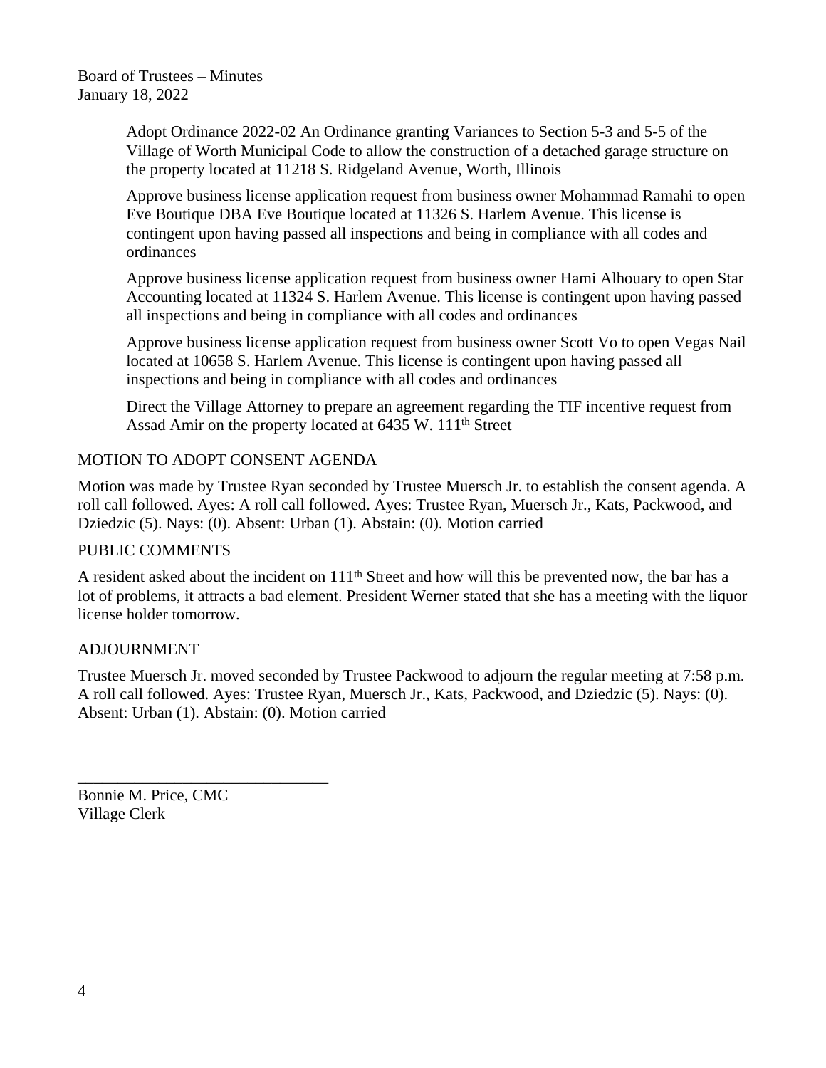Adopt Ordinance 2022-02 An Ordinance granting Variances to Section 5-3 and 5-5 of the Village of Worth Municipal Code to allow the construction of a detached garage structure on the property located at 11218 S. Ridgeland Avenue, Worth, Illinois

Approve business license application request from business owner Mohammad Ramahi to open Eve Boutique DBA Eve Boutique located at 11326 S. Harlem Avenue. This license is contingent upon having passed all inspections and being in compliance with all codes and ordinances

Approve business license application request from business owner Hami Alhouary to open Star Accounting located at 11324 S. Harlem Avenue. This license is contingent upon having passed all inspections and being in compliance with all codes and ordinances

Approve business license application request from business owner Scott Vo to open Vegas Nail located at 10658 S. Harlem Avenue. This license is contingent upon having passed all inspections and being in compliance with all codes and ordinances

Direct the Village Attorney to prepare an agreement regarding the TIF incentive request from Assad Amir on the property located at 6435 W. 111th Street

MOTION TO ADOPT CONSENT AGENDA

Motion was made by Trustee Ryan seconded by Trustee Muersch Jr. to establish the consent agenda. A roll call followed. Ayes: A roll call followed. Ayes: Trustee Ryan, Muersch Jr., Kats, Packwood, and Dziedzic (5). Nays: (0). Absent: Urban (1). Abstain: (0). Motion carried

PUBLIC COMMENTS

A resident asked about the incident on 111th Street and how will this be prevented now, the bar has a lot of problems, it attracts a bad element. President Werner stated that she has a meeting with the liquor license holder tomorrow.

ADJOURNMENT

Trustee Muersch Jr. moved seconded by Trustee Packwood to adjourn the regular meeting at 7:58 p.m. A roll call followed. Ayes: Trustee Ryan, Muersch Jr., Kats, Packwood, and Dziedzic (5). Nays: (0). Absent: Urban (1). Abstain: (0). Motion carried

\_\_\_\_\_\_\_\_\_\_\_\_\_\_\_\_\_\_\_\_\_\_\_\_\_\_\_\_\_\_\_

Bonnie M. Price, CMC
Village Clerk